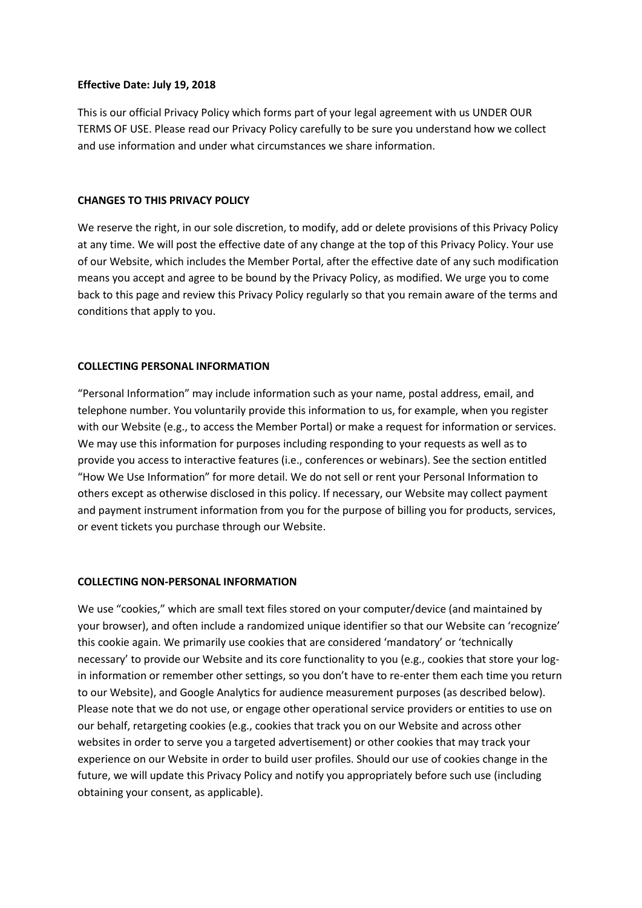**Effective Date: July 19, 2018**

This is our official Privacy Policy which forms part of your legal agreement with us UNDER OUR TERMS OF USE. Please read our Privacy Policy carefully to be sure you understand how we collect and use information and under what circumstances we share information.

## CHANGES TO THIS PRIVACY POLICY

We reserve the right, in our sole discretion, to modify, add or delete provisions of this Privacy Policy at any time. We will post the effective date of any change at the top of this Privacy Policy. Your use of our Website, which includes the Member Portal, after the effective date of any such modification means you accept and agree to be bound by the Privacy Policy, as modified. We urge you to come back to this page and review this Privacy Policy regularly so that you remain aware of the terms and conditions that apply to you.

## COLLECTING PERSONAL INFORMATION

"Personal Information" may include information such as your name, postal address, email, and telephone number. You voluntarily provide this information to us, for example, when you register with our Website (e.g., to access the Member Portal) or make a request for information or services. We may use this information for purposes including responding to your requests as well as to provide you access to interactive features (i.e., conferences or webinars). See the section entitled "How We Use Information" for more detail. We do not sell or rent your Personal Information to others except as otherwise disclosed in this policy. If necessary, our Website may collect payment and payment instrument information from you for the purpose of billing you for products, services, or event tickets you purchase through our Website.

## COLLECTING NON-PERSONAL INFORMATION

We use "cookies," which are small text files stored on your computer/device (and maintained by your browser), and often include a randomized unique identifier so that our Website can 'recognize' this cookie again. We primarily use cookies that are considered 'mandatory' or 'technically necessary' to provide our Website and its core functionality to you (e.g., cookies that store your log-in information or remember other settings, so you don't have to re-enter them each time you return to our Website), and Google Analytics for audience measurement purposes (as described below). Please note that we do not use, or engage other operational service providers or entities to use on our behalf, retargeting cookies (e.g., cookies that track you on our Website and across other websites in order to serve you a targeted advertisement) or other cookies that may track your experience on our Website in order to build user profiles. Should our use of cookies change in the future, we will update this Privacy Policy and notify you appropriately before such use (including obtaining your consent, as applicable).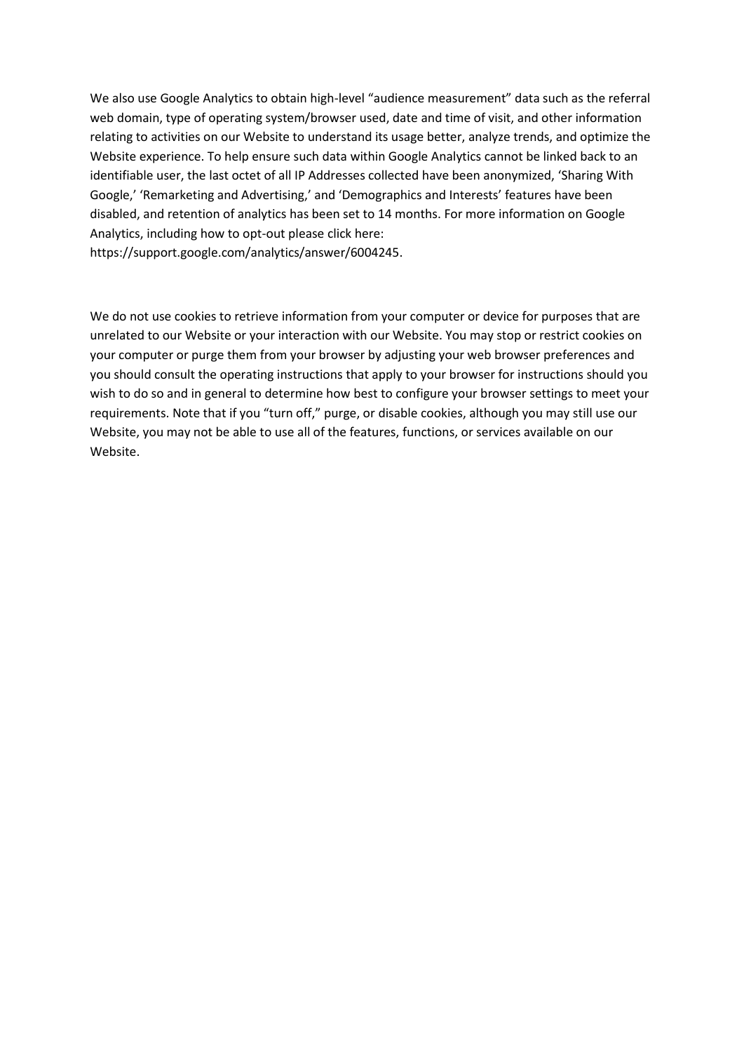We also use Google Analytics to obtain high-level "audience measurement" data such as the referral web domain, type of operating system/browser used, date and time of visit, and other information relating to activities on our Website to understand its usage better, analyze trends, and optimize the Website experience. To help ensure such data within Google Analytics cannot be linked back to an identifiable user, the last octet of all IP Addresses collected have been anonymized, 'Sharing With Google,' 'Remarketing and Advertising,' and 'Demographics and Interests' features have been disabled, and retention of analytics has been set to 14 months. For more information on Google Analytics, including how to opt-out please click here: https://support.google.com/analytics/answer/6004245.

We do not use cookies to retrieve information from your computer or device for purposes that are unrelated to our Website or your interaction with our Website. You may stop or restrict cookies on your computer or purge them from your browser by adjusting your web browser preferences and you should consult the operating instructions that apply to your browser for instructions should you wish to do so and in general to determine how best to configure your browser settings to meet your requirements. Note that if you "turn off," purge, or disable cookies, although you may still use our Website, you may not be able to use all of the features, functions, or services available on our Website.